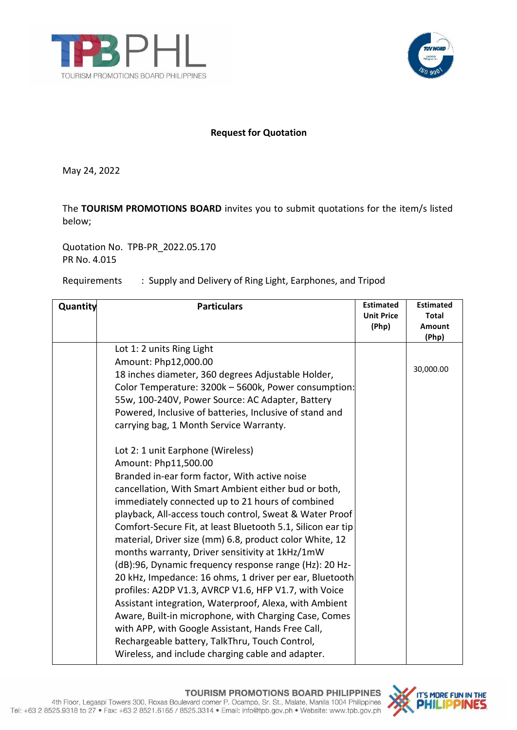**Request for Quotation**

May 24, 2022

The **TOURISM PROMOTIONS BOARD** invites you to submit quotations for the item/s listed below;

Quotation No. TPB-PR_2022.05.170
PR No. 4.015

Requirements : Supply and Delivery of Ring Light, Earphones, and Tripod

| Quantity | Particulars | Estimated Unit Price (Php) | Estimated Total Amount (Php) |
|---|---|---|---|
| | Lot 1: 2 units Ring Light<br>Amount: Php12,000.00<br>18 inches diameter, 360 degrees Adjustable Holder, Color Temperature: 3200k – 5600k, Power consumption: 55w, 100-240V, Power Source: AC Adapter, Battery Powered, Inclusive of batteries, Inclusive of stand and carrying bag, 1 Month Service Warranty.<br><br>Lot 2: 1 unit Earphone (Wireless)<br>Amount: Php11,500.00<br>Branded in-ear form factor, With active noise cancellation, With Smart Ambient either bud or both, immediately connected up to 21 hours of combined playback, All-access touch control, Sweat & Water Proof Comfort-Secure Fit, at least Bluetooth 5.1, Silicon ear tip material, Driver size (mm) 6.8, product color White, 12 months warranty, Driver sensitivity at 1kHz/1mW (dB):96, Dynamic frequency response range (Hz): 20 Hz-20 kHz, Impedance: 16 ohms, 1 driver per ear, Bluetooth profiles: A2DP V1.3, AVRCP V1.6, HFP V1.7, with Voice Assistant integration, Waterproof, Alexa, with Ambient Aware, Built-in microphone, with Charging Case, Comes with APP, with Google Assistant, Hands Free Call, Rechargeable battery, TalkThru, Touch Control, Wireless, and include charging cable and adapter. | | 30,000.00 |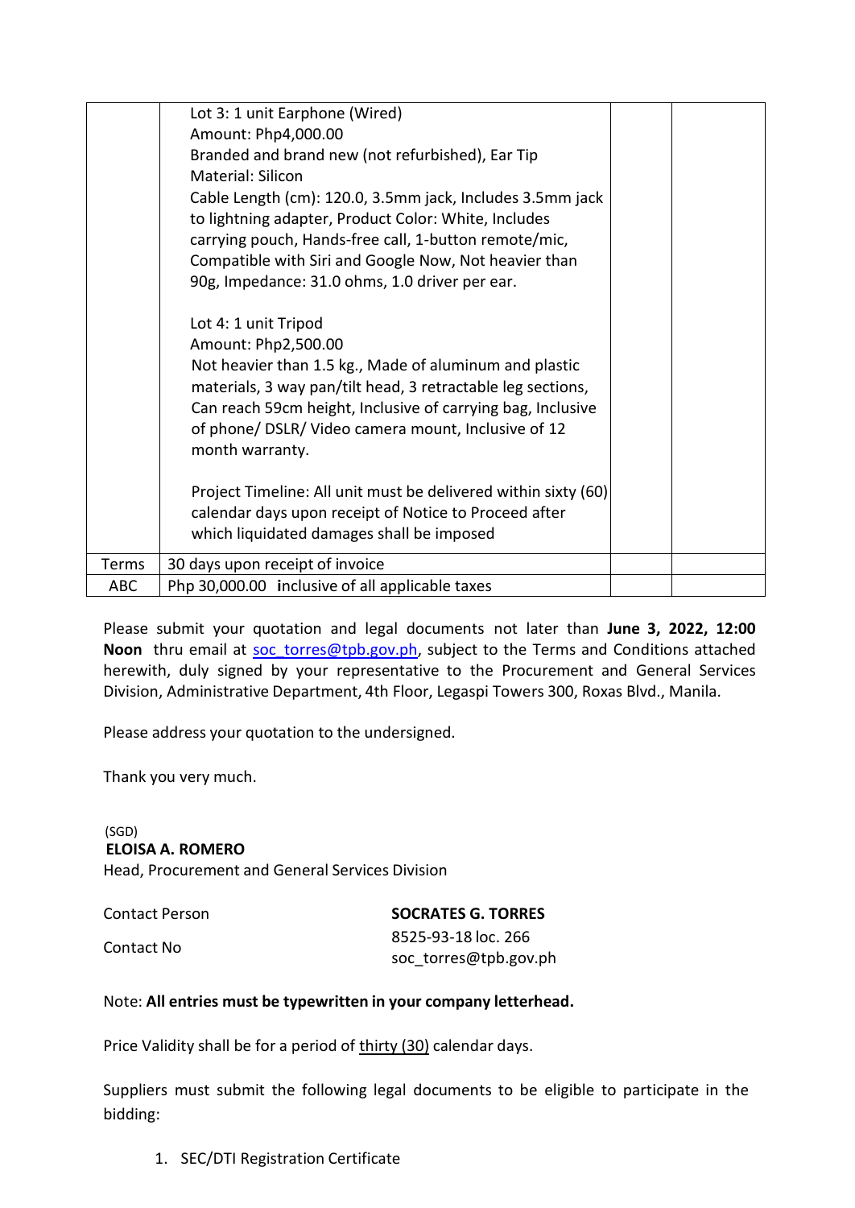| | | | |
|---|---|---|---|
| | Lot 3: 1 unit Earphone (Wired)<br>Amount: Php4,000.00<br>Branded and brand new (not refurbished), Ear Tip Material: Silicon<br>Cable Length (cm): 120.0, 3.5mm jack, Includes 3.5mm jack to lightning adapter, Product Color: White, Includes carrying pouch, Hands-free call, 1-button remote/mic, Compatible with Siri and Google Now, Not heavier than 90g, Impedance: 31.0 ohms, 1.0 driver per ear.<br><br>Lot 4: 1 unit Tripod<br>Amount: Php2,500.00<br>Not heavier than 1.5 kg., Made of aluminum and plastic materials, 3 way pan/tilt head, 3 retractable leg sections, Can reach 59cm height, Inclusive of carrying bag, Inclusive of phone/ DSLR/ Video camera mount, Inclusive of 12 month warranty.<br><br>Project Timeline: All unit must be delivered within sixty (60) calendar days upon receipt of Notice to Proceed after which liquidated damages shall be imposed | | |
| Terms | 30 days upon receipt of invoice | | |
| ABC | Php 30,000.00 **i**nclusive of all applicable taxes | | |

Please submit your quotation and legal documents not later than **June 3, 2022, 12:00 Noon** thru email at soc_torres@tpb.gov.ph, subject to the Terms and Conditions attached herewith, duly signed by your representative to the Procurement and General Services Division, Administrative Department, 4th Floor, Legaspi Towers 300, Roxas Blvd., Manila.

Please address your quotation to the undersigned.

Thank you very much.

(SGD)
**ELOISA A. ROMERO**
Head, Procurement and General Services Division

| | |
|---|---|
| Contact Person | **SOCRATES G. TORRES** |
| Contact No | 8525-93-18 loc. 266<br>soc_torres@tpb.gov.ph |

Note: **All entries must be typewritten in your company letterhead.**

Price Validity shall be for a period of thirty (30) calendar days.

Suppliers must submit the following legal documents to be eligible to participate in the bidding:

1. SEC/DTI Registration Certificate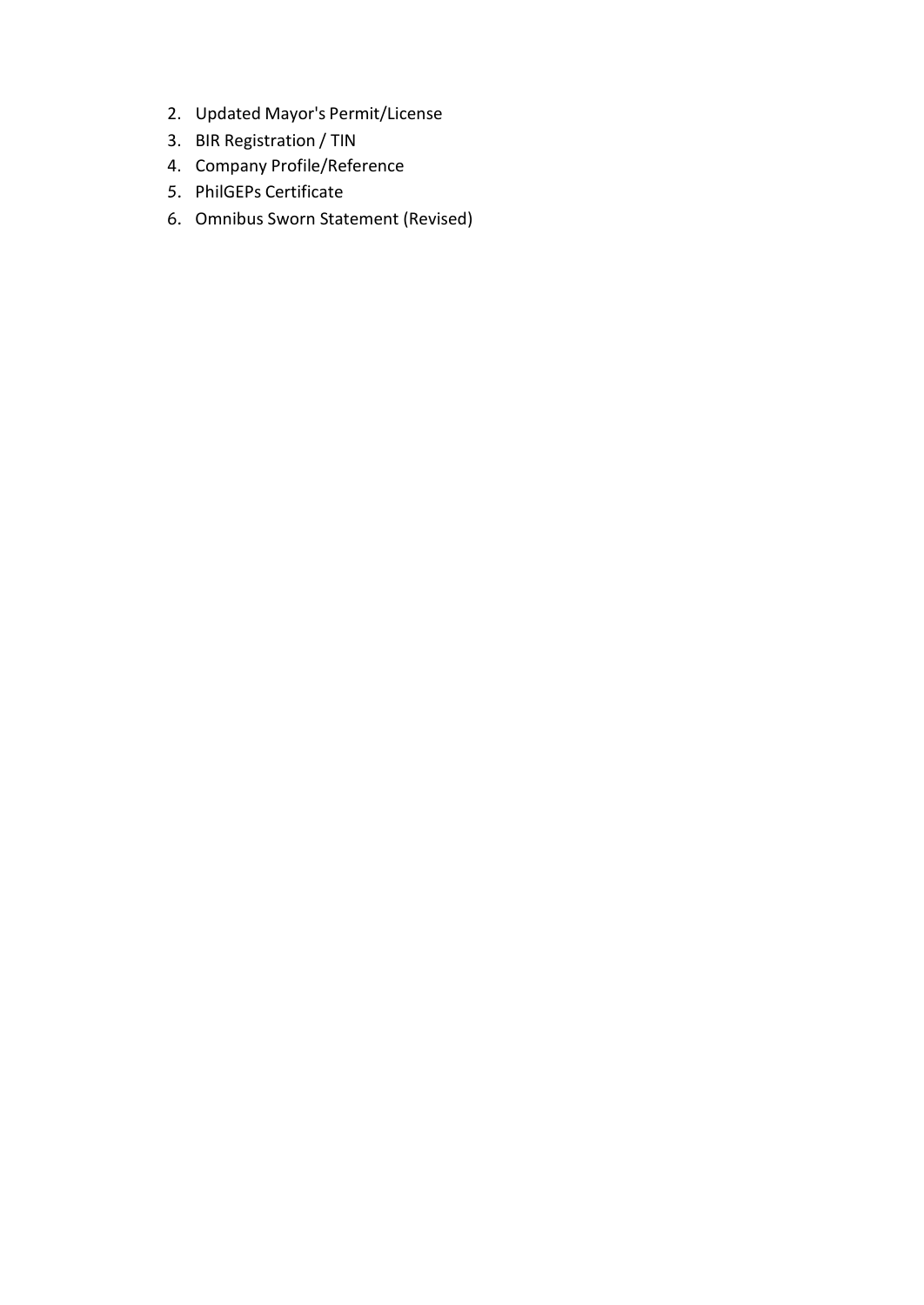2. Updated Mayor's Permit/License
3. BIR Registration / TIN
4. Company Profile/Reference
5. PhilGEPs Certificate
6. Omnibus Sworn Statement (Revised)